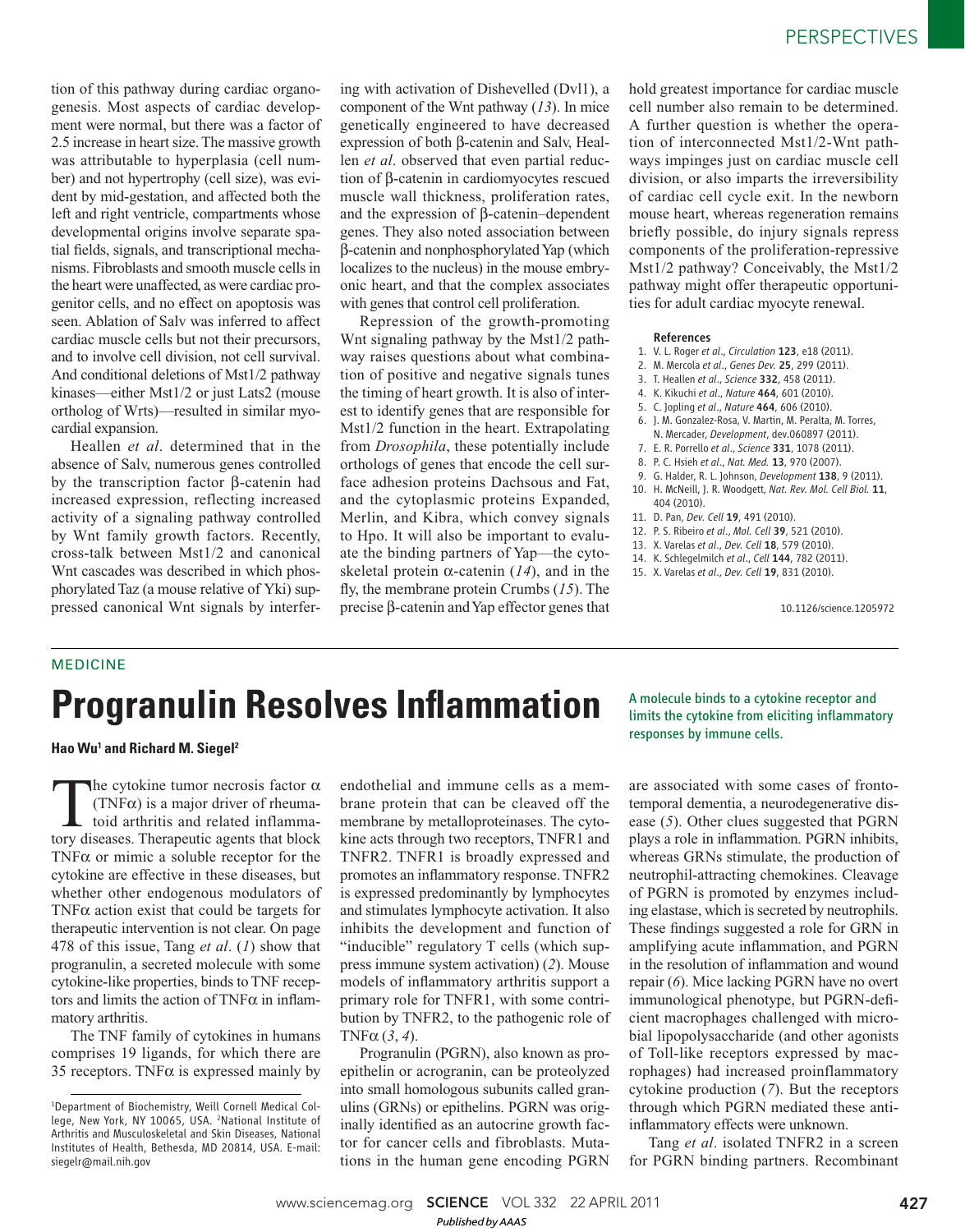tion of this pathway during cardiac organogenesis. Most aspects of cardiac development were normal, but there was a factor of 2.5 increase in heart size. The massive growth was attributable to hyperplasia (cell number) and not hypertrophy (cell size), was evident by mid-gestation, and affected both the left and right ventricle, compartments whose developmental origins involve separate spatial fields, signals, and transcriptional mechanisms. Fibroblasts and smooth muscle cells in the heart were unaffected, as were cardiac progenitor cells, and no effect on apoptosis was seen. Ablation of Salv was inferred to affect cardiac muscle cells but not their precursors, and to involve cell division, not cell survival. And conditional deletions of Mst1/2 pathway kinases—either Mst1/2 or just Lats2 (mouse ortholog of Wrts)—resulted in similar myocardial expansion.

Heallen *et al*. determined that in the absence of Salv, numerous genes controlled by the transcription factor β-catenin had increased expression, reflecting increased activity of a signaling pathway controlled by Wnt family growth factors. Recently, cross-talk between Mst1/2 and canonical Wnt cascades was described in which phosphorylated Taz (a mouse relative of Yki) suppressed canonical Wnt signals by interfering with activation of Dishevelled (Dvl1), a component of the Wnt pathway (*13*). In mice genetically engineered to have decreased expression of both β-catenin and Salv, Heallen *et al*. observed that even partial reduction of β-catenin in cardiomyocytes rescued muscle wall thickness, proliferation rates, and the expression of β-catenin–dependent genes. They also noted association between β-catenin and nonphosphorylated Yap (which localizes to the nucleus) in the mouse embryonic heart, and that the complex associates with genes that control cell proliferation.

Repression of the growth-promoting Wnt signaling pathway by the Mst1/2 pathway raises questions about what combination of positive and negative signals tunes the timing of heart growth. It is also of interest to identify genes that are responsible for Mst1/2 function in the heart. Extrapolating from *Drosophila*, these potentially include orthologs of genes that encode the cell surface adhesion proteins Dachsous and Fat, and the cytoplasmic proteins Expanded, Merlin, and Kibra, which convey signals to Hpo. It will also be important to evaluate the binding partners of Yap—the cytoskeletal protein α-catenin (*14*), and in the fly, the membrane protein Crumbs (*15*). The precise β-catenin and Yap effector genes that hold greatest importance for cardiac muscle cell number also remain to be determined. A further question is whether the operation of interconnected Mst1/2-Wnt pathways impinges just on cardiac muscle cell division, or also imparts the irreversibility of cardiac cell cycle exit. In the newborn mouse heart, whereas regeneration remains briefly possible, do injury signals repress components of the proliferation-repressive Mst1/2 pathway? Conceivably, the Mst1/2 pathway might offer therapeutic opportunities for adult cardiac myocyte renewal.

### References

1. V. L. Roger *et al*., *Circulation* **123**, e18 (2011).
2. M. Mercola *et al*., *Genes Dev.* **25**, 299 (2011).
3. T. Heallen *et al*., *Science* **332**, 458 (2011).
4. K. Kikuchi *et al*., *Nature* **464**, 601 (2010).
5. C. Jopling *et al*., *Nature* **464**, 606 (2010).
6. J. M. Gonzalez-Rosa, V. Martin, M. Peralta, M. Torres, N. Mercader, *Development*, dev.060897 (2011).
7. E. R. Porrello *et al*., *Science* **331**, 1078 (2011).
8. P. C. Hsieh *et al*., *Nat. Med.* **13**, 970 (2007).
9. G. Halder, R. L. Johnson, *Development* **138**, 9 (2011).
10. H. McNeill, J. R. Woodgett, *Nat. Rev. Mol. Cell Biol.* **11**, 404 (2010).
11. D. Pan, *Dev. Cell* **19**, 491 (2010).
12. P. S. Ribeiro *et al*., *Mol. Cell* **39**, 521 (2010).
13. X. Varelas *et al*., *Dev. Cell* **18**, 579 (2010).
14. K. Schlegelmilch *et al*., *Cell* **144**, 782 (2011).
15. X. Varelas *et al*., *Dev. Cell* **19**, 831 (2010).

10.1126/science.1205972

MEDICINE

# Progranulin Resolves Inflammation

A molecule binds to a cytokine receptor and limits the cytokine from eliciting inflammatory responses by immune cells.

**Hao Wu[1] and Richard M. Siegel[2]**

The cytokine tumor necrosis factor α (TNFα) is a major driver of rheumatoid arthritis and related inflammatory diseases. Therapeutic agents that block TNFα or mimic a soluble receptor for the cytokine are effective in these diseases, but whether other endogenous modulators of TNFα action exist that could be targets for therapeutic intervention is not clear. On page 478 of this issue, Tang *et al*. (*1*) show that progranulin, a secreted molecule with some cytokine-like properties, binds to TNF receptors and limits the action of TNFα in inflammatory arthritis.

The TNF family of cytokines in humans comprises 19 ligands, for which there are 35 receptors. TNFα is expressed mainly by endothelial and immune cells as a membrane protein that can be cleaved off the membrane by metalloproteinases. The cytokine acts through two receptors, TNFR1 and TNFR2. TNFR1 is broadly expressed and promotes an inflammatory response. TNFR2 is expressed predominantly by lymphocytes and stimulates lymphocyte activation. It also inhibits the development and function of "inducible" regulatory T cells (which suppress immune system activation) (*2*). Mouse models of inflammatory arthritis support a primary role for TNFR1, with some contribution by TNFR2, to the pathogenic role of TNFα (*3*, *4*).

Progranulin (PGRN), also known as proepithelin or acrogranin, can be proteolyzed into small homologous subunits called granulins (GRNs) or epithelins. PGRN was originally identified as an autocrine growth factor for cancer cells and fibroblasts. Mutations in the human gene encoding PGRN are associated with some cases of frontotemporal dementia, a neurodegenerative disease (*5*). Other clues suggested that PGRN plays a role in inflammation. PGRN inhibits, whereas GRNs stimulate, the production of neutrophil-attracting chemokines. Cleavage of PGRN is promoted by enzymes including elastase, which is secreted by neutrophils. These findings suggested a role for GRN in amplifying acute inflammation, and PGRN in the resolution of inflammation and wound repair (*6*). Mice lacking PGRN have no overt immunological phenotype, but PGRN-deficient macrophages challenged with microbial lipopolysaccharide (and other agonists of Toll-like receptors expressed by macrophages) had increased proinflammatory cytokine production (*7*). But the receptors through which PGRN mediated these anti-inflammatory effects were unknown.

Tang *et al*. isolated TNFR2 in a screen for PGRN binding partners. Recombinant

[1]Department of Biochemistry, Weill Cornell Medical College, New York, NY 10065, USA. [2]National Institute of Arthritis and Musculoskeletal and Skin Diseases, National Institutes of Health, Bethesda, MD 20814, USA. E-mail: siegelr@mail.nih.gov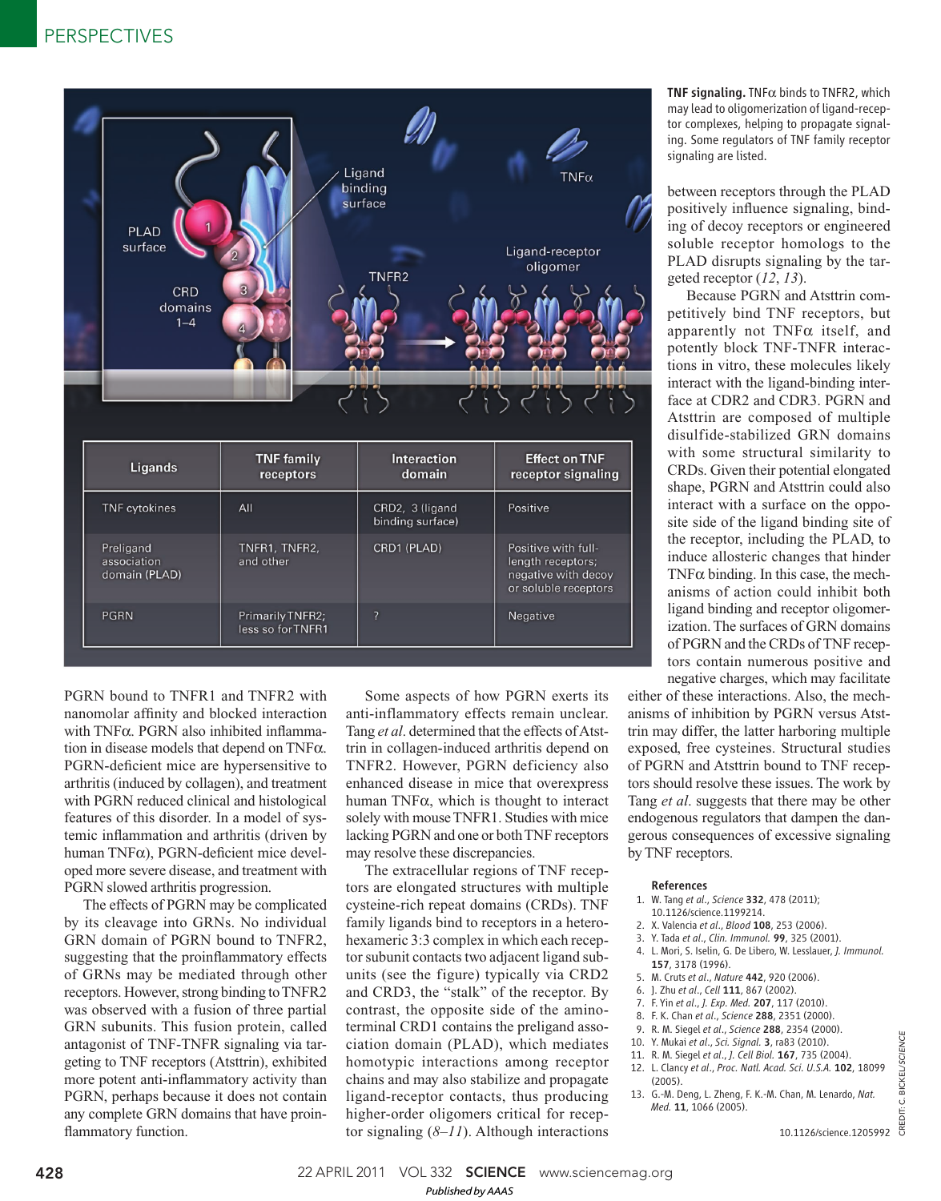| Ligands | TNF family receptors | Interaction domain | Effect on TNF receptor signaling |
|---|---|---|---|
| TNF cytokines | All | CRD2, 3 (ligand binding surface) | Positive |
| Preligand association domain (PLAD) | TNFR1, TNFR2, and other | CRD1 (PLAD) | Positive with full-length receptors; negative with decoy or soluble receptors |
| PGRN | Primarily TNFR2; less so for TNFR1 | ? | Negative |

**TNF signaling.** TNFα binds to TNFR2, which may lead to oligomerization of ligand-receptor complexes, helping to propagate signaling. Some regulators of TNF family receptor signaling are listed.

PGRN bound to TNFR1 and TNFR2 with nanomolar affinity and blocked interaction with TNFα. PGRN also inhibited inflammation in disease models that depend on TNFα. PGRN-deficient mice are hypersensitive to arthritis (induced by collagen), and treatment with PGRN reduced clinical and histological features of this disorder. In a model of systemic inflammation and arthritis (driven by human TNFα), PGRN-deficient mice developed more severe disease, and treatment with PGRN slowed arthritis progression.

The effects of PGRN may be complicated by its cleavage into GRNs. No individual GRN domain of PGRN bound to TNFR2, suggesting that the proinflammatory effects of GRNs may be mediated through other receptors. However, strong binding to TNFR2 was observed with a fusion of three partial GRN subunits. This fusion protein, called antagonist of TNF-TNFR signaling via targeting to TNF receptors (Atsttrin), exhibited more potent anti-inflammatory activity than PGRN, perhaps because it does not contain any complete GRN domains that have proinflammatory function.

Some aspects of how PGRN exerts its anti-inflammatory effects remain unclear. Tang *et al*. determined that the effects of Atsttrin in collagen-induced arthritis depend on TNFR2. However, PGRN deficiency also enhanced disease in mice that overexpress human TNFα, which is thought to interact solely with mouse TNFR1. Studies with mice lacking PGRN and one or both TNF receptors may resolve these discrepancies.

The extracellular regions of TNF receptors are elongated structures with multiple cysteine-rich repeat domains (CRDs). TNF family ligands bind to receptors in a heterohexameric 3:3 complex in which each receptor subunit contacts two adjacent ligand subunits (see the figure) typically via CRD2 and CRD3, the "stalk" of the receptor. By contrast, the opposite side of the amino-terminal CRD1 contains the preligand association domain (PLAD), which mediates homotypic interactions among receptor chains and may also stabilize and propagate ligand-receptor contacts, thus producing higher-order oligomers critical for receptor signaling (*8–11*). Although interactions between receptors through the PLAD positively influence signaling, binding of decoy receptors or engineered soluble receptor homologs to the PLAD disrupts signaling by the targeted receptor (*12*, *13*).

Because PGRN and Atsttrin competitively bind TNF receptors, but apparently not TNFα itself, and potently block TNF-TNFR interactions in vitro, these molecules likely interact with the ligand-binding interface at CDR2 and CDR3. PGRN and Atsttrin are composed of multiple disulfide-stabilized GRN domains with some structural similarity to CRDs. Given their potential elongated shape, PGRN and Atsttrin could also interact with a surface on the opposite side of the ligand binding site of the receptor, including the PLAD, to induce allosteric changes that hinder TNFα binding. In this case, the mechanisms of action could inhibit both ligand binding and receptor oligomerization. The surfaces of GRN domains of PGRN and the CRDs of TNF receptors contain numerous positive and negative charges, which may facilitate either of these interactions. Also, the mechanisms of inhibition by PGRN versus Atsttrin may differ, the latter harboring multiple exposed, free cysteines. Structural studies of PGRN and Atsttrin bound to TNF receptors should resolve these issues. The work by Tang *et al*. suggests that there may be other endogenous regulators that dampen the dangerous consequences of excessive signaling by TNF receptors.

### References

1. W. Tang *et al*., *Science* **332**, 478 (2011); 10.1126/science.1199214.
2. X. Valencia *et al*., *Blood* **108**, 253 (2006).
3. Y. Tada *et al*., *Clin. Immunol.* **99**, 325 (2001).
4. L. Mori, S. Iselin, G. De Libero, W. Lesslauer, *J. Immunol.* **157**, 3178 (1996).
5. M. Cruts *et al*., *Nature* **442**, 920 (2006).
6. J. Zhu *et al*., *Cell* **111**, 867 (2002).
7. F. Yin *et al*., *J. Exp. Med.* **207**, 117 (2010).
8. F. K. Chan *et al*., *Science* **288**, 2351 (2000).
9. R. M. Siegel *et al*., *Science* **288**, 2354 (2000).
10. Y. Mukai *et al*., *Sci. Signal.* **3**, ra83 (2010).
11. R. M. Siegel *et al*., *J. Cell Biol.* **167**, 735 (2004).
12. L. Clancy *et al*., *Proc. Natl. Acad. Sci. U.S.A.* **102**, 18099 (2005).
13. G.-M. Deng, L. Zheng, F. K.-M. Chan, M. Lenardo, *Nat. Med.* **11**, 1066 (2005).

10.1126/science.1205992